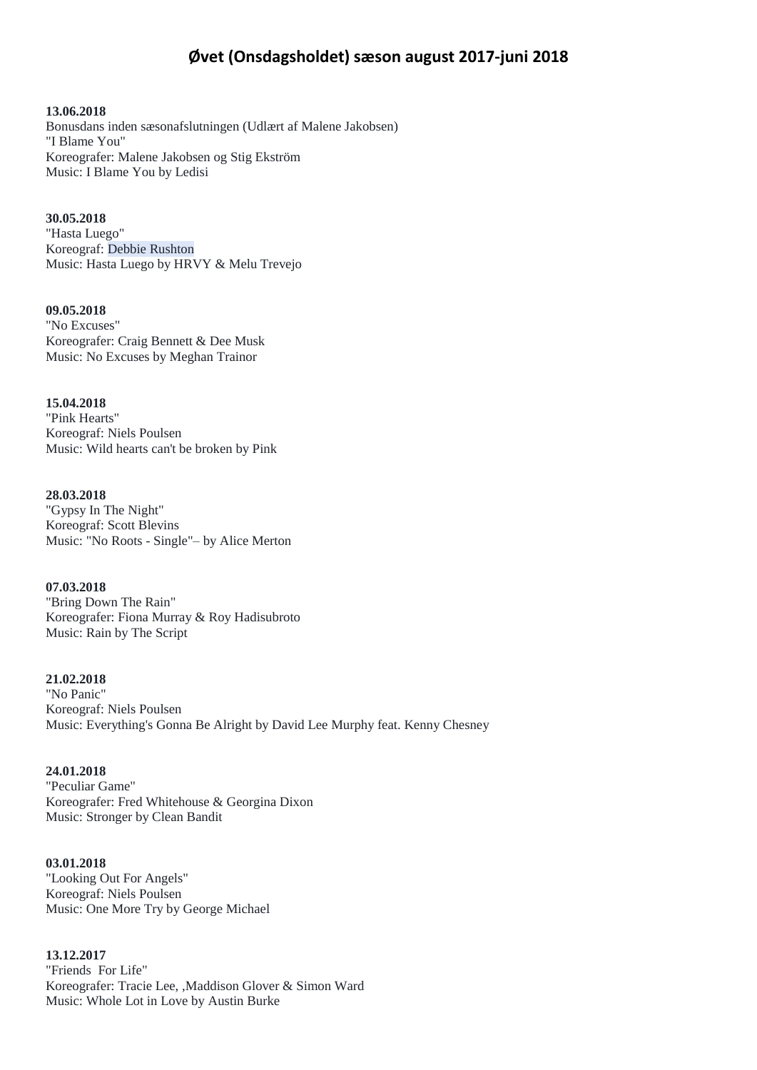# Øvet (Onsdagsholdet) sæson august 2017-juni 2018

**13.06.2018**
Bonusdans inden sæsonafslutningen (Udlært af Malene Jakobsen)
"I Blame You"
Koreografer: Malene Jakobsen og Stig Ekström
Music: I Blame You by Ledisi

**30.05.2018**
"Hasta Luego"
Koreograf: Debbie Rushton
Music: Hasta Luego by HRVY & Melu Trevejo

**09.05.2018**
"No Excuses"
Koreografer: Craig Bennett & Dee Musk
Music: No Excuses by Meghan Trainor

**15.04.2018**
"Pink Hearts"
Koreograf: Niels Poulsen
Music: Wild hearts can't be broken by Pink

**28.03.2018**
"Gypsy In The Night"
Koreograf: Scott Blevins
Music: "No Roots - Single"– by Alice Merton

**07.03.2018**
"Bring Down The Rain"
Koreografer: Fiona Murray & Roy Hadisubroto
Music: Rain by The Script

**21.02.2018**
"No Panic"
Koreograf: Niels Poulsen
Music: Everything's Gonna Be Alright by David Lee Murphy feat. Kenny Chesney

**24.01.2018**
"Peculiar Game"
Koreografer: Fred Whitehouse & Georgina Dixon
Music: Stronger by Clean Bandit

**03.01.2018**
"Looking Out For Angels"
Koreograf: Niels Poulsen
Music: One More Try by George Michael

**13.12.2017**
"Friends  For Life"
Koreografer: Tracie Lee, ,Maddison Glover & Simon Ward
Music: Whole Lot in Love by Austin Burke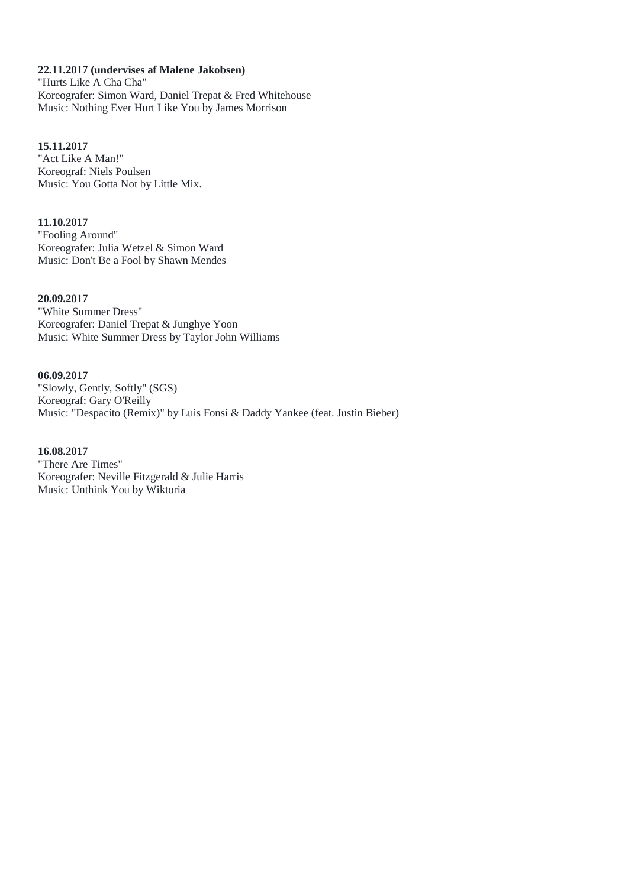**22.11.2017 (undervises af Malene Jakobsen)**
"Hurts Like A Cha Cha"
Koreografer: Simon Ward, Daniel Trepat & Fred Whitehouse
Music: Nothing Ever Hurt Like You by James Morrison

**15.11.2017**
"Act Like A Man!"
Koreograf: Niels Poulsen
Music: You Gotta Not by Little Mix.

**11.10.2017**
"Fooling Around"
Koreografer: Julia Wetzel & Simon Ward
Music: Don't Be a Fool by Shawn Mendes

**20.09.2017**
"White Summer Dress"
Koreografer: Daniel Trepat & Junghye Yoon
Music: White Summer Dress by Taylor John Williams

**06.09.2017**
"Slowly, Gently, Softly" (SGS)
Koreograf: Gary O'Reilly
Music: "Despacito (Remix)" by Luis Fonsi & Daddy Yankee (feat. Justin Bieber)

**16.08.2017**
"There Are Times"
Koreografer: Neville Fitzgerald & Julie Harris
Music: Unthink You by Wiktoria